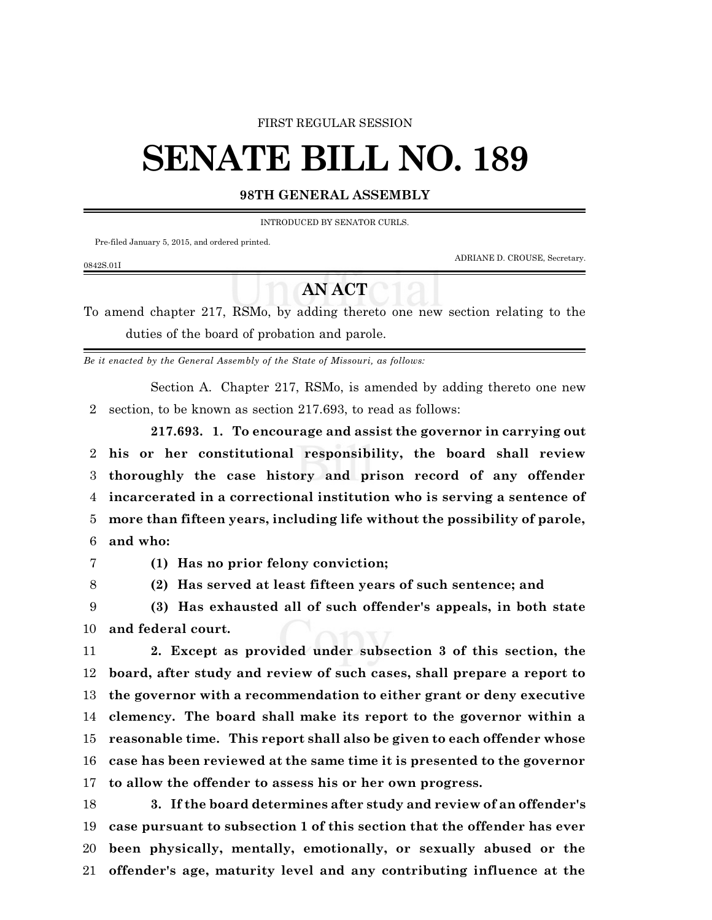FIRST REGULAR SESSION

# SENATE BILL NO. 189

**98TH GENERAL ASSEMBLY**

INTRODUCED BY SENATOR CURLS.

Pre-filed January 5, 2015, and ordered printed.

ADRIANE D. CROUSE, Secretary.

0842S.01I

## AN ACT

To amend chapter 217, RSMo, by adding thereto one new section relating to the duties of the board of probation and parole.

*Be it enacted by the General Assembly of the State of Missouri, as follows:*

Section A. Chapter 217, RSMo, is amended by adding thereto one new section, to be known as section 217.693, to read as follows:

**217.693. 1. To encourage and assist the governor in carrying out his or her constitutional responsibility, the board shall review thoroughly the case history and prison record of any offender incarcerated in a correctional institution who is serving a sentence of more than fifteen years, including life without the possibility of parole, and who:**

**(1) Has no prior felony conviction;**

**(2) Has served at least fifteen years of such sentence; and**

**(3) Has exhausted all of such offender's appeals, in both state and federal court.**

**2. Except as provided under subsection 3 of this section, the board, after study and review of such cases, shall prepare a report to the governor with a recommendation to either grant or deny executive clemency. The board shall make its report to the governor within a reasonable time. This report shall also be given to each offender whose case has been reviewed at the same time it is presented to the governor to allow the offender to assess his or her own progress.**

**3. If the board determines after study and review of an offender's case pursuant to subsection 1 of this section that the offender has ever been physically, mentally, emotionally, or sexually abused or the offender's age, maturity level and any contributing influence at the**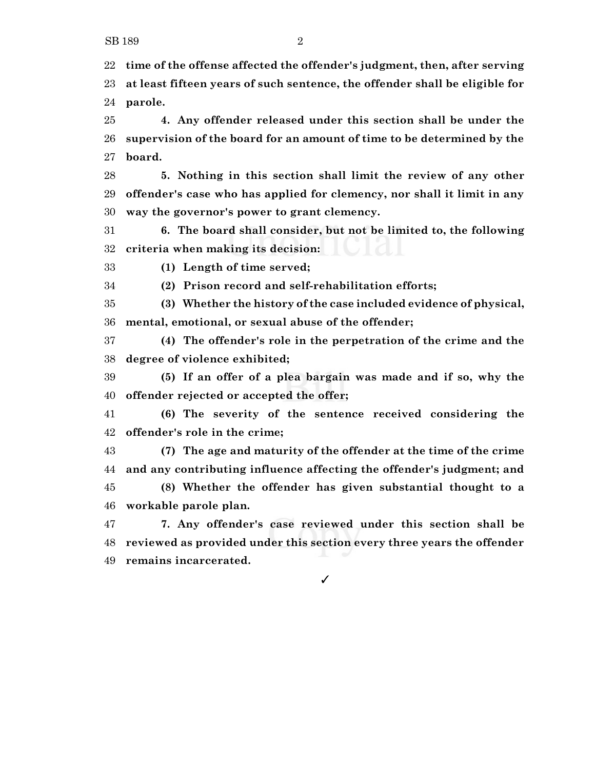**time of the offense affected the offender's judgment, then, after serving at least fifteen years of such sentence, the offender shall be eligible for parole.**

**4. Any offender released under this section shall be under the supervision of the board for an amount of time to be determined by the board.**

**5. Nothing in this section shall limit the review of any other offender's case who has applied for clemency, nor shall it limit in any way the governor's power to grant clemency.**

**6. The board shall consider, but not be limited to, the following criteria when making its decision:**

**(1) Length of time served;**

**(2) Prison record and self-rehabilitation efforts;**

**(3) Whether the history of the case included evidence of physical, mental, emotional, or sexual abuse of the offender;**

**(4) The offender's role in the perpetration of the crime and the degree of violence exhibited;**

**(5) If an offer of a plea bargain was made and if so, why the offender rejected or accepted the offer;**

**(6) The severity of the sentence received considering the offender's role in the crime;**

**(7) The age and maturity of the offender at the time of the crime and any contributing influence affecting the offender's judgment; and**

**(8) Whether the offender has given substantial thought to a workable parole plan.**

**7. Any offender's case reviewed under this section shall be reviewed as provided under this section every three years the offender remains incarcerated.**

✓